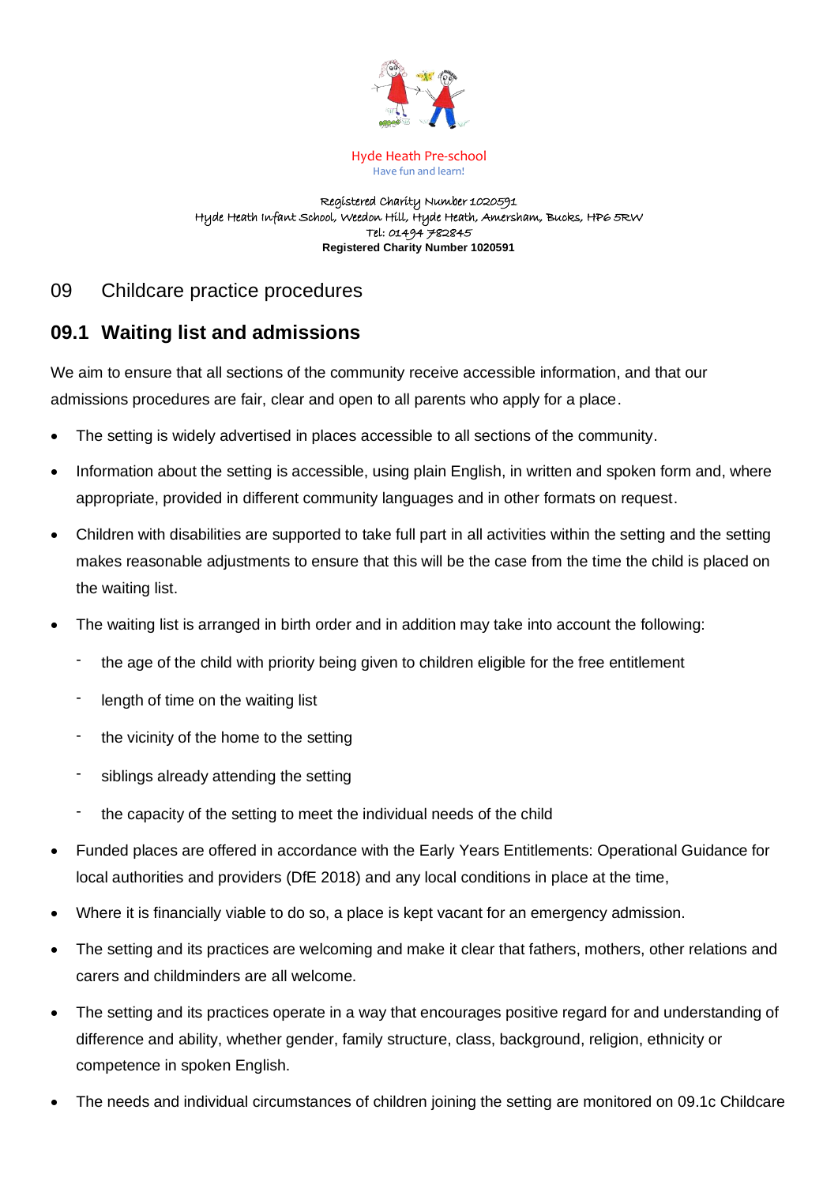Hyde Heath Pre-school
Have fun and learn!

Registered Charity Number 1020591
Hyde Heath Infant School, Weedon Hill, Hyde Heath, Amersham, Bucks, HP6 5RW
Tel: 01494 782845
**Registered Charity Number 1020591**

# 09 Childcare practice procedures

## 09.1 Waiting list and admissions

We aim to ensure that all sections of the community receive accessible information, and that our admissions procedures are fair, clear and open to all parents who apply for a place.

- The setting is widely advertised in places accessible to all sections of the community.
- Information about the setting is accessible, using plain English, in written and spoken form and, where appropriate, provided in different community languages and in other formats on request.
- Children with disabilities are supported to take full part in all activities within the setting and the setting makes reasonable adjustments to ensure that this will be the case from the time the child is placed on the waiting list.
- The waiting list is arranged in birth order and in addition may take into account the following:
  - the age of the child with priority being given to children eligible for the free entitlement
  - length of time on the waiting list
  - the vicinity of the home to the setting
  - siblings already attending the setting
  - the capacity of the setting to meet the individual needs of the child
- Funded places are offered in accordance with the Early Years Entitlements: Operational Guidance for local authorities and providers (DfE 2018) and any local conditions in place at the time,
- Where it is financially viable to do so, a place is kept vacant for an emergency admission.
- The setting and its practices are welcoming and make it clear that fathers, mothers, other relations and carers and childminders are all welcome.
- The setting and its practices operate in a way that encourages positive regard for and understanding of difference and ability, whether gender, family structure, class, background, religion, ethnicity or competence in spoken English.
- The needs and individual circumstances of children joining the setting are monitored on 09.1c Childcare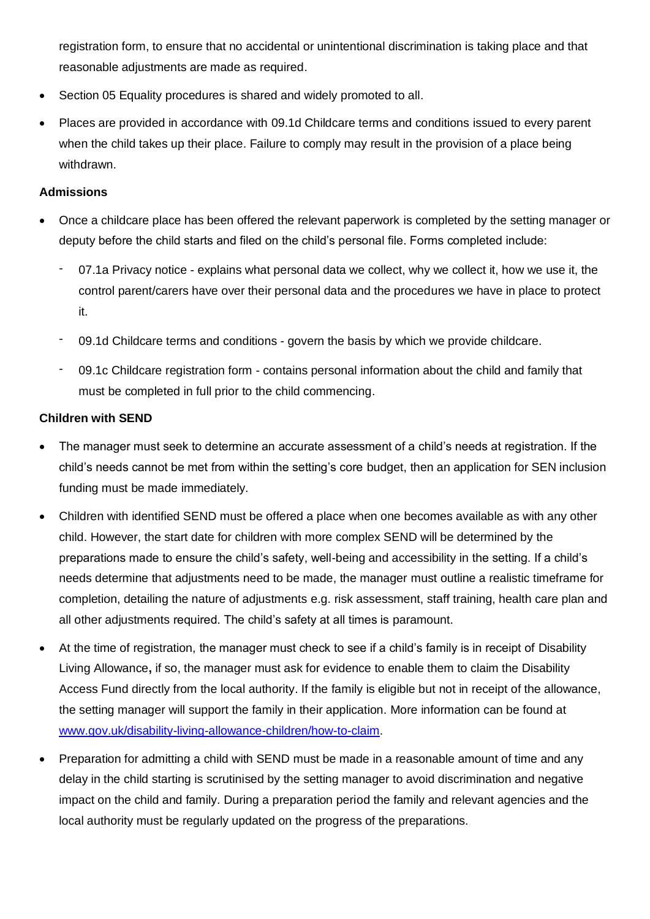registration form, to ensure that no accidental or unintentional discrimination is taking place and that reasonable adjustments are made as required.

- Section 05 Equality procedures is shared and widely promoted to all.
- Places are provided in accordance with 09.1d Childcare terms and conditions issued to every parent when the child takes up their place. Failure to comply may result in the provision of a place being withdrawn.

**Admissions**

- Once a childcare place has been offered the relevant paperwork is completed by the setting manager or deputy before the child starts and filed on the child's personal file. Forms completed include:
  - 07.1a Privacy notice - explains what personal data we collect, why we collect it, how we use it, the control parent/carers have over their personal data and the procedures we have in place to protect it.
  - 09.1d Childcare terms and conditions - govern the basis by which we provide childcare.
  - 09.1c Childcare registration form - contains personal information about the child and family that must be completed in full prior to the child commencing.

**Children with SEND**

- The manager must seek to determine an accurate assessment of a child's needs at registration. If the child's needs cannot be met from within the setting's core budget, then an application for SEN inclusion funding must be made immediately.
- Children with identified SEND must be offered a place when one becomes available as with any other child. However, the start date for children with more complex SEND will be determined by the preparations made to ensure the child's safety, well-being and accessibility in the setting. If a child's needs determine that adjustments need to be made, the manager must outline a realistic timeframe for completion, detailing the nature of adjustments e.g. risk assessment, staff training, health care plan and all other adjustments required. The child's safety at all times is paramount.
- At the time of registration, the manager must check to see if a child's family is in receipt of Disability Living Allowance**,** if so, the manager must ask for evidence to enable them to claim the Disability Access Fund directly from the local authority. If the family is eligible but not in receipt of the allowance, the setting manager will support the family in their application. More information can be found at [www.gov.uk/disability-living-allowance-children/how-to-claim](www.gov.uk/disability-living-allowance-children/how-to-claim).
- Preparation for admitting a child with SEND must be made in a reasonable amount of time and any delay in the child starting is scrutinised by the setting manager to avoid discrimination and negative impact on the child and family. During a preparation period the family and relevant agencies and the local authority must be regularly updated on the progress of the preparations.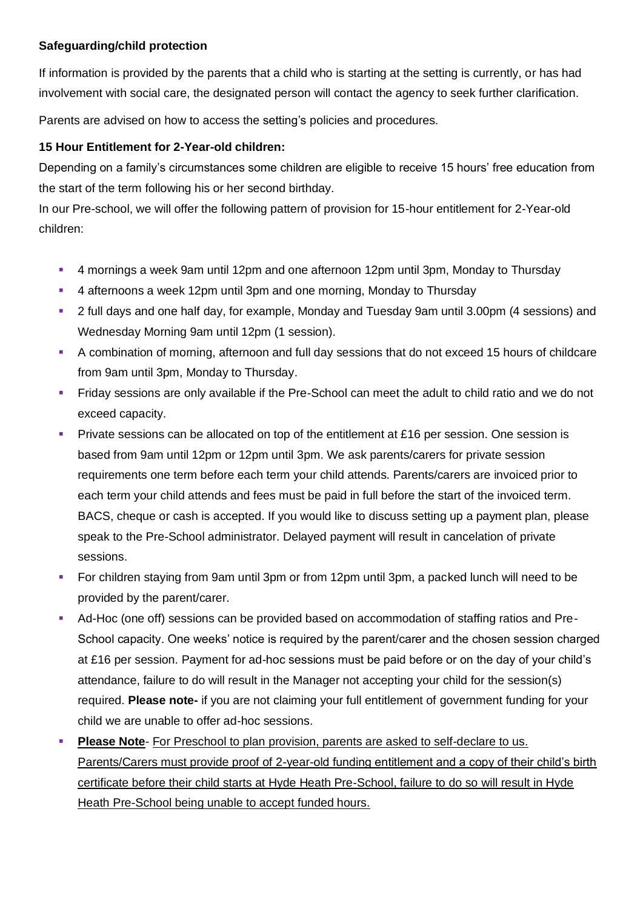**Safeguarding/child protection**

If information is provided by the parents that a child who is starting at the setting is currently, or has had involvement with social care, the designated person will contact the agency to seek further clarification.

Parents are advised on how to access the setting's policies and procedures.

**15 Hour Entitlement for 2-Year-old children:**

Depending on a family's circumstances some children are eligible to receive 15 hours' free education from the start of the term following his or her second birthday.

In our Pre-school, we will offer the following pattern of provision for 15-hour entitlement for 2-Year-old children:

- 4 mornings a week 9am until 12pm and one afternoon 12pm until 3pm, Monday to Thursday
- 4 afternoons a week 12pm until 3pm and one morning, Monday to Thursday
- 2 full days and one half day, for example, Monday and Tuesday 9am until 3.00pm (4 sessions) and Wednesday Morning 9am until 12pm (1 session).
- A combination of morning, afternoon and full day sessions that do not exceed 15 hours of childcare from 9am until 3pm, Monday to Thursday.
- Friday sessions are only available if the Pre-School can meet the adult to child ratio and we do not exceed capacity.
- Private sessions can be allocated on top of the entitlement at £16 per session. One session is based from 9am until 12pm or 12pm until 3pm. We ask parents/carers for private session requirements one term before each term your child attends. Parents/carers are invoiced prior to each term your child attends and fees must be paid in full before the start of the invoiced term. BACS, cheque or cash is accepted. If you would like to discuss setting up a payment plan, please speak to the Pre-School administrator. Delayed payment will result in cancelation of private sessions.
- For children staying from 9am until 3pm or from 12pm until 3pm, a packed lunch will need to be provided by the parent/carer.
- Ad-Hoc (one off) sessions can be provided based on accommodation of staffing ratios and Pre-School capacity. One weeks' notice is required by the parent/carer and the chosen session charged at £16 per session. Payment for ad-hoc sessions must be paid before or on the day of your child's attendance, failure to do will result in the Manager not accepting your child for the session(s) required. **Please note-** if you are not claiming your full entitlement of government funding for your child we are unable to offer ad-hoc sessions.
- <u>**Please Note**- For Preschool to plan provision, parents are asked to self-declare to us. Parents/Carers must provide proof of 2-year-old funding entitlement and a copy of their child's birth certificate before their child starts at Hyde Heath Pre-School, failure to do so will result in Hyde Heath Pre-School being unable to accept funded hours.</u>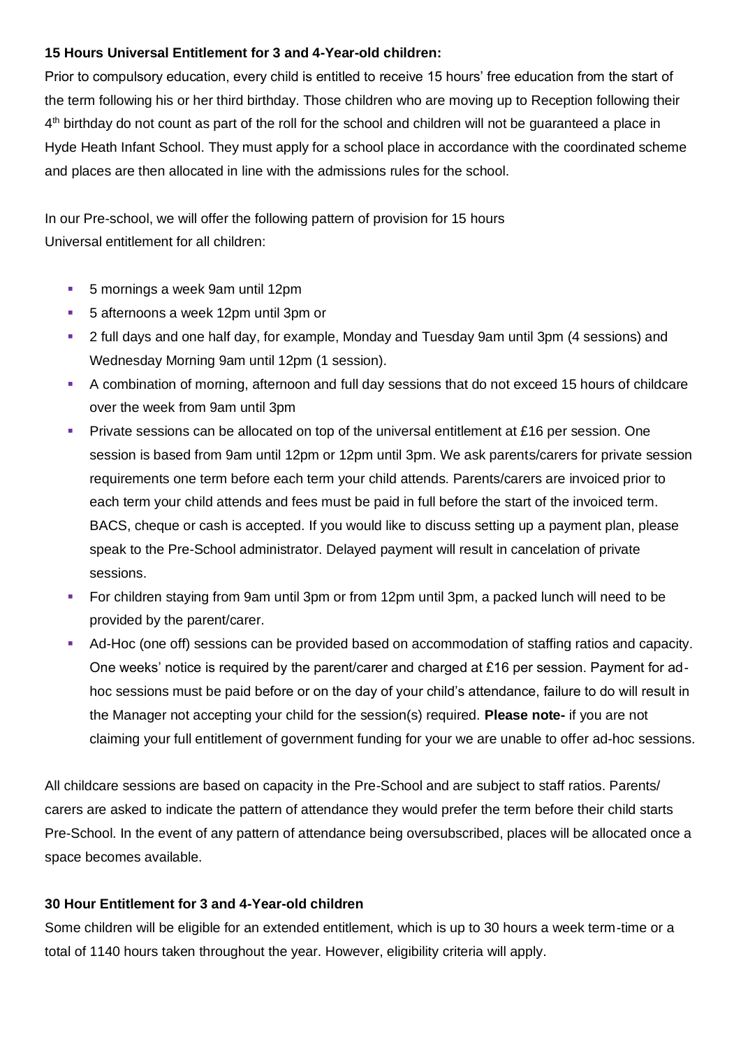**15 Hours Universal Entitlement for 3 and 4-Year-old children:**

Prior to compulsory education, every child is entitled to receive 15 hours' free education from the start of the term following his or her third birthday. Those children who are moving up to Reception following their 4th birthday do not count as part of the roll for the school and children will not be guaranteed a place in Hyde Heath Infant School. They must apply for a school place in accordance with the coordinated scheme and places are then allocated in line with the admissions rules for the school.

In our Pre-school, we will offer the following pattern of provision for 15 hours Universal entitlement for all children:

- 5 mornings a week 9am until 12pm
- 5 afternoons a week 12pm until 3pm or
- 2 full days and one half day, for example, Monday and Tuesday 9am until 3pm (4 sessions) and Wednesday Morning 9am until 12pm (1 session).
- A combination of morning, afternoon and full day sessions that do not exceed 15 hours of childcare over the week from 9am until 3pm
- Private sessions can be allocated on top of the universal entitlement at £16 per session. One session is based from 9am until 12pm or 12pm until 3pm. We ask parents/carers for private session requirements one term before each term your child attends. Parents/carers are invoiced prior to each term your child attends and fees must be paid in full before the start of the invoiced term. BACS, cheque or cash is accepted. If you would like to discuss setting up a payment plan, please speak to the Pre-School administrator. Delayed payment will result in cancelation of private sessions.
- For children staying from 9am until 3pm or from 12pm until 3pm, a packed lunch will need to be provided by the parent/carer.
- Ad-Hoc (one off) sessions can be provided based on accommodation of staffing ratios and capacity. One weeks' notice is required by the parent/carer and charged at £16 per session. Payment for ad-hoc sessions must be paid before or on the day of your child's attendance, failure to do will result in the Manager not accepting your child for the session(s) required. **Please note-** if you are not claiming your full entitlement of government funding for your we are unable to offer ad-hoc sessions.

All childcare sessions are based on capacity in the Pre-School and are subject to staff ratios. Parents/ carers are asked to indicate the pattern of attendance they would prefer the term before their child starts Pre-School. In the event of any pattern of attendance being oversubscribed, places will be allocated once a space becomes available.

**30 Hour Entitlement for 3 and 4-Year-old children**

Some children will be eligible for an extended entitlement, which is up to 30 hours a week term-time or a total of 1140 hours taken throughout the year. However, eligibility criteria will apply.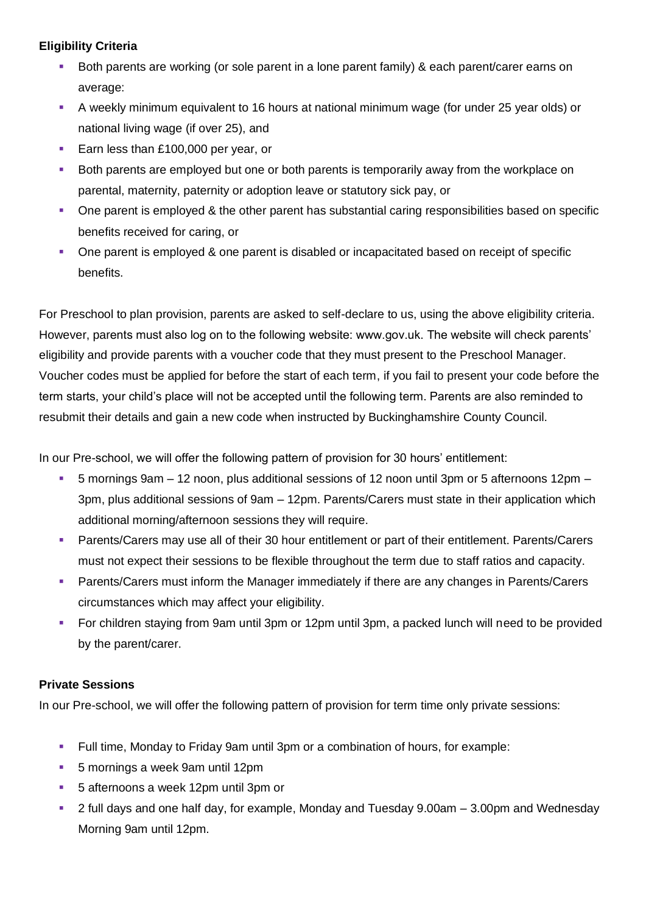**Eligibility Criteria**

- Both parents are working (or sole parent in a lone parent family) & each parent/carer earns on average:
- A weekly minimum equivalent to 16 hours at national minimum wage (for under 25 year olds) or national living wage (if over 25), and
- Earn less than £100,000 per year, or
- Both parents are employed but one or both parents is temporarily away from the workplace on parental, maternity, paternity or adoption leave or statutory sick pay, or
- One parent is employed & the other parent has substantial caring responsibilities based on specific benefits received for caring, or
- One parent is employed & one parent is disabled or incapacitated based on receipt of specific benefits.

For Preschool to plan provision, parents are asked to self-declare to us, using the above eligibility criteria. However, parents must also log on to the following website: www.gov.uk. The website will check parents' eligibility and provide parents with a voucher code that they must present to the Preschool Manager. Voucher codes must be applied for before the start of each term, if you fail to present your code before the term starts, your child's place will not be accepted until the following term. Parents are also reminded to resubmit their details and gain a new code when instructed by Buckinghamshire County Council.

In our Pre-school, we will offer the following pattern of provision for 30 hours' entitlement:

- 5 mornings 9am – 12 noon, plus additional sessions of 12 noon until 3pm or 5 afternoons 12pm – 3pm, plus additional sessions of 9am – 12pm. Parents/Carers must state in their application which additional morning/afternoon sessions they will require.
- Parents/Carers may use all of their 30 hour entitlement or part of their entitlement. Parents/Carers must not expect their sessions to be flexible throughout the term due to staff ratios and capacity.
- Parents/Carers must inform the Manager immediately if there are any changes in Parents/Carers circumstances which may affect your eligibility.
- For children staying from 9am until 3pm or 12pm until 3pm, a packed lunch will need to be provided by the parent/carer.

**Private Sessions**

In our Pre-school, we will offer the following pattern of provision for term time only private sessions:

- Full time, Monday to Friday 9am until 3pm or a combination of hours, for example:
- 5 mornings a week 9am until 12pm
- 5 afternoons a week 12pm until 3pm or
- 2 full days and one half day, for example, Monday and Tuesday 9.00am – 3.00pm and Wednesday Morning 9am until 12pm.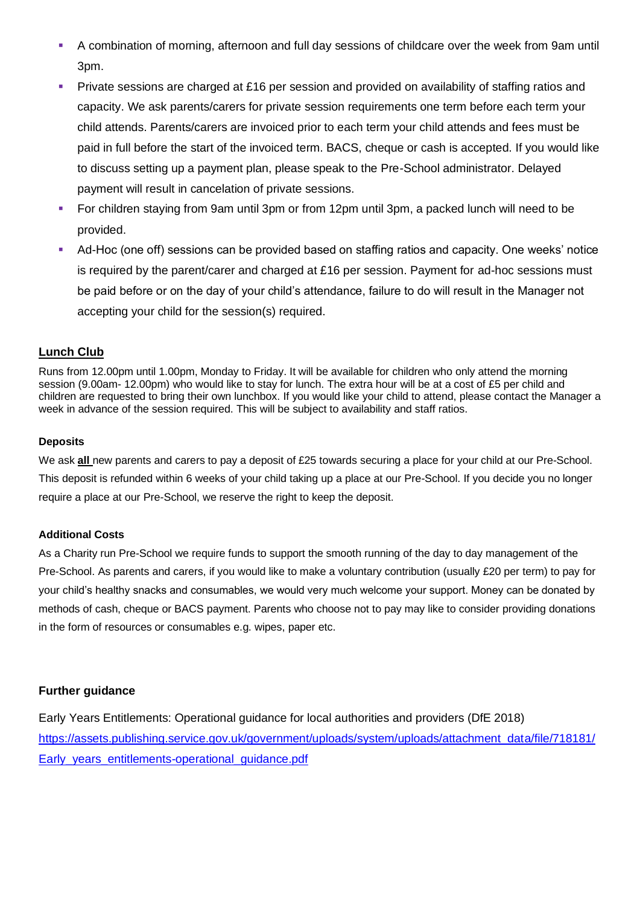- A combination of morning, afternoon and full day sessions of childcare over the week from 9am until 3pm.
- Private sessions are charged at £16 per session and provided on availability of staffing ratios and capacity. We ask parents/carers for private session requirements one term before each term your child attends. Parents/carers are invoiced prior to each term your child attends and fees must be paid in full before the start of the invoiced term. BACS, cheque or cash is accepted. If you would like to discuss setting up a payment plan, please speak to the Pre-School administrator. Delayed payment will result in cancelation of private sessions.
- For children staying from 9am until 3pm or from 12pm until 3pm, a packed lunch will need to be provided.
- Ad-Hoc (one off) sessions can be provided based on staffing ratios and capacity. One weeks' notice is required by the parent/carer and charged at £16 per session. Payment for ad-hoc sessions must be paid before or on the day of your child's attendance, failure to do will result in the Manager not accepting your child for the session(s) required.

## Lunch Club

Runs from 12.00pm until 1.00pm, Monday to Friday. It will be available for children who only attend the morning session (9.00am- 12.00pm) who would like to stay for lunch. The extra hour will be at a cost of £5 per child and children are requested to bring their own lunchbox. If you would like your child to attend, please contact the Manager a week in advance of the session required. This will be subject to availability and staff ratios.

### Deposits

We ask **all** new parents and carers to pay a deposit of £25 towards securing a place for your child at our Pre-School. This deposit is refunded within 6 weeks of your child taking up a place at our Pre-School. If you decide you no longer require a place at our Pre-School, we reserve the right to keep the deposit.

### Additional Costs

As a Charity run Pre-School we require funds to support the smooth running of the day to day management of the Pre-School. As parents and carers, if you would like to make a voluntary contribution (usually £20 per term) to pay for your child's healthy snacks and consumables, we would very much welcome your support. Money can be donated by methods of cash, cheque or BACS payment. Parents who choose not to pay may like to consider providing donations in the form of resources or consumables e.g. wipes, paper etc.

### Further guidance

Early Years Entitlements: Operational guidance for local authorities and providers (DfE 2018)
https://assets.publishing.service.gov.uk/government/uploads/system/uploads/attachment_data/file/718181/Early_years_entitlements-operational_guidance.pdf